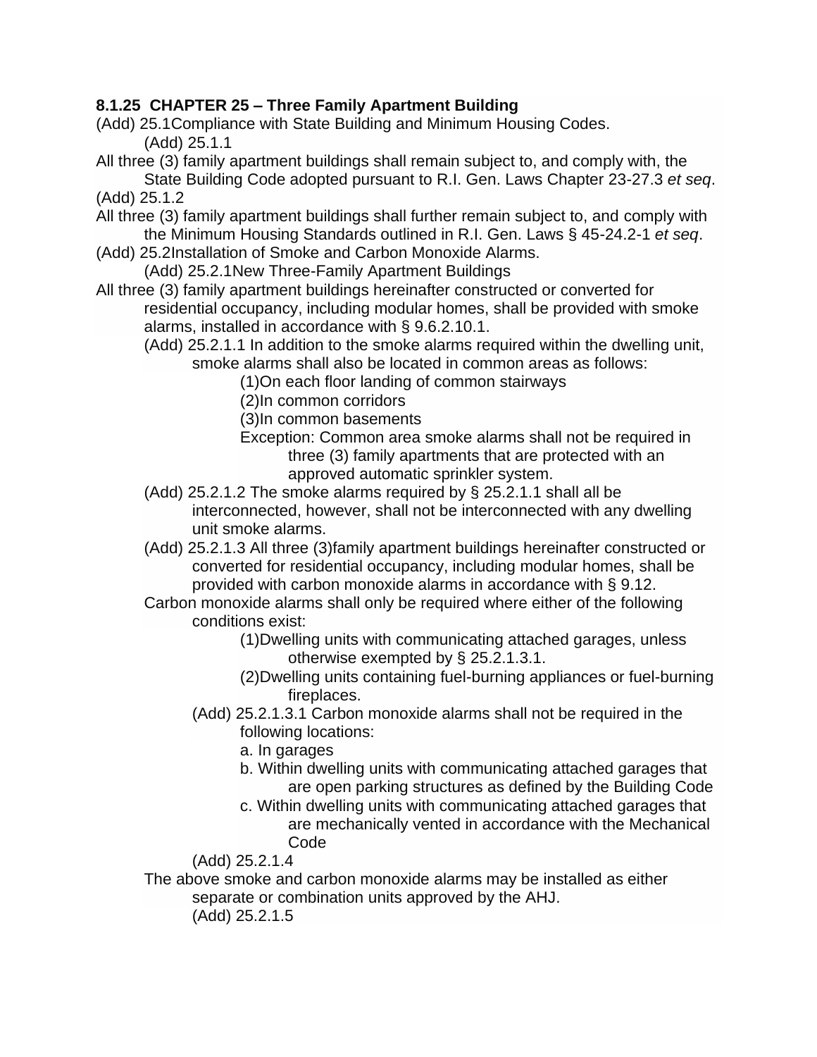**8.1.25 CHAPTER 25 – Three Family Apartment Building**

(Add) 25.1Compliance with State Building and Minimum Housing Codes.

(Add) 25.1.1

All three (3) family apartment buildings shall remain subject to, and comply with, the State Building Code adopted pursuant to R.I. Gen. Laws Chapter 23-27.3 *et seq*.

(Add) 25.1.2

All three (3) family apartment buildings shall further remain subject to, and comply with the Minimum Housing Standards outlined in R.I. Gen. Laws § 45-24.2-1 *et seq*.

(Add) 25.2Installation of Smoke and Carbon Monoxide Alarms.

(Add) 25.2.1New Three-Family Apartment Buildings

All three (3) family apartment buildings hereinafter constructed or converted for residential occupancy, including modular homes, shall be provided with smoke alarms, installed in accordance with § 9.6.2.10.1.

(Add) 25.2.1.1 In addition to the smoke alarms required within the dwelling unit, smoke alarms shall also be located in common areas as follows:

(1)On each floor landing of common stairways

(2)In common corridors

(3)In common basements

Exception: Common area smoke alarms shall not be required in three (3) family apartments that are protected with an approved automatic sprinkler system.

(Add) 25.2.1.2 The smoke alarms required by § 25.2.1.1 shall all be interconnected, however, shall not be interconnected with any dwelling unit smoke alarms.

(Add) 25.2.1.3 All three (3)family apartment buildings hereinafter constructed or converted for residential occupancy, including modular homes, shall be provided with carbon monoxide alarms in accordance with § 9.12.

Carbon monoxide alarms shall only be required where either of the following conditions exist:

(1)Dwelling units with communicating attached garages, unless otherwise exempted by § 25.2.1.3.1.

(2)Dwelling units containing fuel-burning appliances or fuel-burning fireplaces.

(Add) 25.2.1.3.1 Carbon monoxide alarms shall not be required in the following locations:

a. In garages

b. Within dwelling units with communicating attached garages that are open parking structures as defined by the Building Code

c. Within dwelling units with communicating attached garages that are mechanically vented in accordance with the Mechanical Code

(Add) 25.2.1.4

The above smoke and carbon monoxide alarms may be installed as either separate or combination units approved by the AHJ.

(Add) 25.2.1.5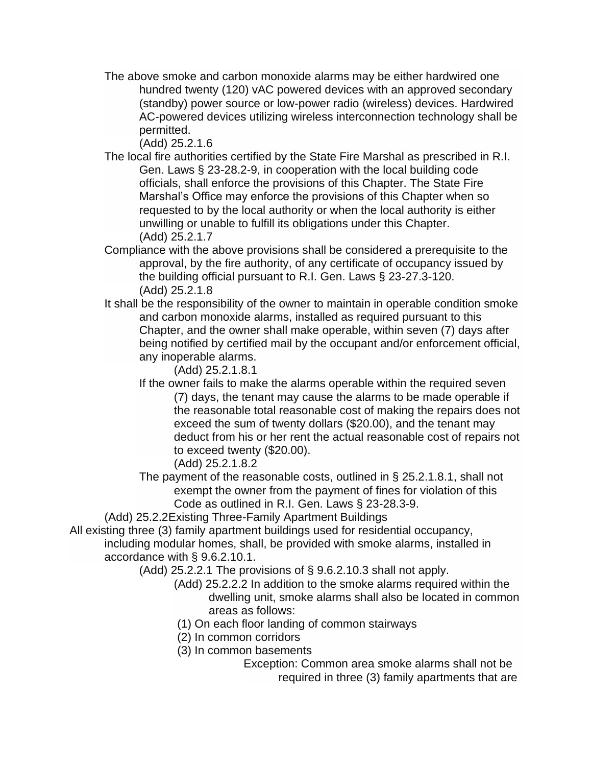The above smoke and carbon monoxide alarms may be either hardwired one hundred twenty (120) vAC powered devices with an approved secondary (standby) power source or low-power radio (wireless) devices. Hardwired AC-powered devices utilizing wireless interconnection technology shall be permitted.

(Add) 25.2.1.6

The local fire authorities certified by the State Fire Marshal as prescribed in R.I. Gen. Laws § 23-28.2-9, in cooperation with the local building code officials, shall enforce the provisions of this Chapter. The State Fire Marshal's Office may enforce the provisions of this Chapter when so requested to by the local authority or when the local authority is either unwilling or unable to fulfill its obligations under this Chapter.

(Add) 25.2.1.7

Compliance with the above provisions shall be considered a prerequisite to the approval, by the fire authority, of any certificate of occupancy issued by the building official pursuant to R.I. Gen. Laws § 23-27.3-120.

(Add) 25.2.1.8

It shall be the responsibility of the owner to maintain in operable condition smoke and carbon monoxide alarms, installed as required pursuant to this Chapter, and the owner shall make operable, within seven (7) days after being notified by certified mail by the occupant and/or enforcement official, any inoperable alarms.

(Add) 25.2.1.8.1

If the owner fails to make the alarms operable within the required seven (7) days, the tenant may cause the alarms to be made operable if the reasonable total reasonable cost of making the repairs does not exceed the sum of twenty dollars ($20.00), and the tenant may deduct from his or her rent the actual reasonable cost of repairs not to exceed twenty ($20.00).

(Add) 25.2.1.8.2

The payment of the reasonable costs, outlined in § 25.2.1.8.1, shall not exempt the owner from the payment of fines for violation of this Code as outlined in R.I. Gen. Laws § 23-28.3-9.

(Add) 25.2.2Existing Three-Family Apartment Buildings

All existing three (3) family apartment buildings used for residential occupancy, including modular homes, shall, be provided with smoke alarms, installed in accordance with § 9.6.2.10.1.

(Add) 25.2.2.1 The provisions of § 9.6.2.10.3 shall not apply.

(Add) 25.2.2.2 In addition to the smoke alarms required within the dwelling unit, smoke alarms shall also be located in common areas as follows:

(1) On each floor landing of common stairways
(2) In common corridors
(3) In common basements

Exception: Common area smoke alarms shall not be required in three (3) family apartments that are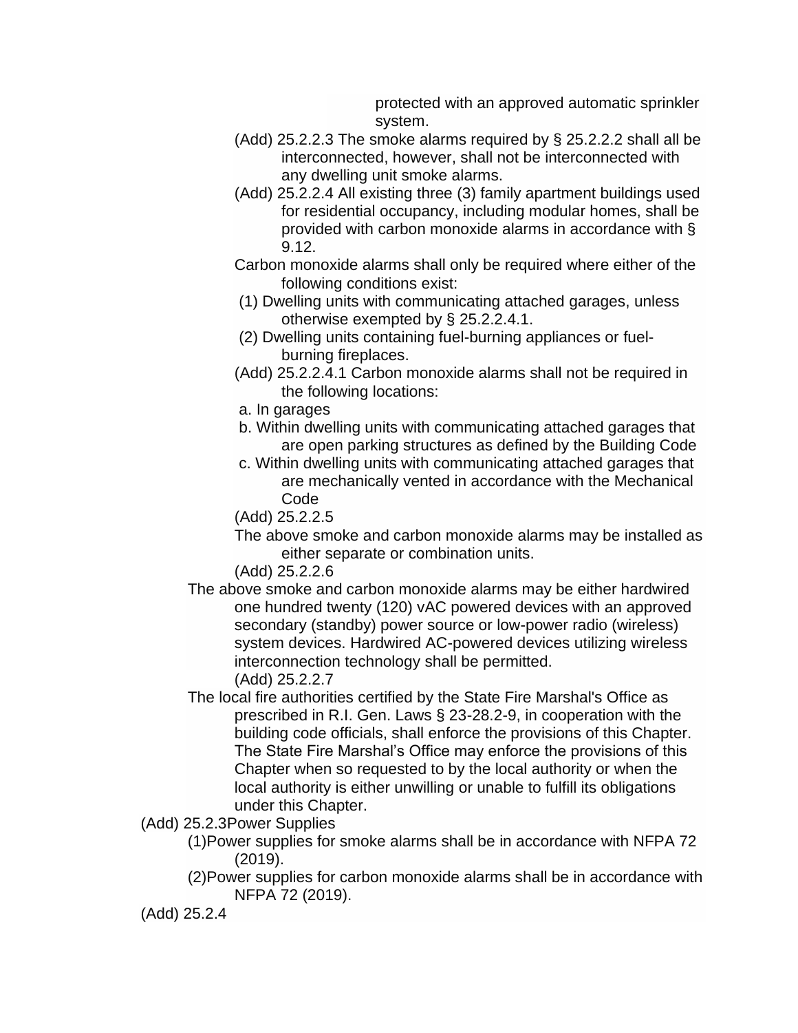protected with an approved automatic sprinkler system.

(Add) 25.2.2.3 The smoke alarms required by § 25.2.2.2 shall all be interconnected, however, shall not be interconnected with any dwelling unit smoke alarms.

(Add) 25.2.2.4 All existing three (3) family apartment buildings used for residential occupancy, including modular homes, shall be provided with carbon monoxide alarms in accordance with § 9.12.

Carbon monoxide alarms shall only be required where either of the following conditions exist:

(1) Dwelling units with communicating attached garages, unless otherwise exempted by § 25.2.2.4.1.

(2) Dwelling units containing fuel-burning appliances or fuel-burning fireplaces.

(Add) 25.2.2.4.1 Carbon monoxide alarms shall not be required in the following locations:

a. In garages

b. Within dwelling units with communicating attached garages that are open parking structures as defined by the Building Code

c. Within dwelling units with communicating attached garages that are mechanically vented in accordance with the Mechanical Code

(Add) 25.2.2.5

The above smoke and carbon monoxide alarms may be installed as either separate or combination units.

(Add) 25.2.2.6

The above smoke and carbon monoxide alarms may be either hardwired one hundred twenty (120) vAC powered devices with an approved secondary (standby) power source or low-power radio (wireless) system devices. Hardwired AC-powered devices utilizing wireless interconnection technology shall be permitted.

(Add) 25.2.2.7

The local fire authorities certified by the State Fire Marshal's Office as prescribed in R.I. Gen. Laws § 23-28.2-9, in cooperation with the building code officials, shall enforce the provisions of this Chapter. The State Fire Marshal's Office may enforce the provisions of this Chapter when so requested to by the local authority or when the local authority is either unwilling or unable to fulfill its obligations under this Chapter.

(Add) 25.2.3Power Supplies

(1)Power supplies for smoke alarms shall be in accordance with NFPA 72 (2019).

(2)Power supplies for carbon monoxide alarms shall be in accordance with NFPA 72 (2019).

(Add) 25.2.4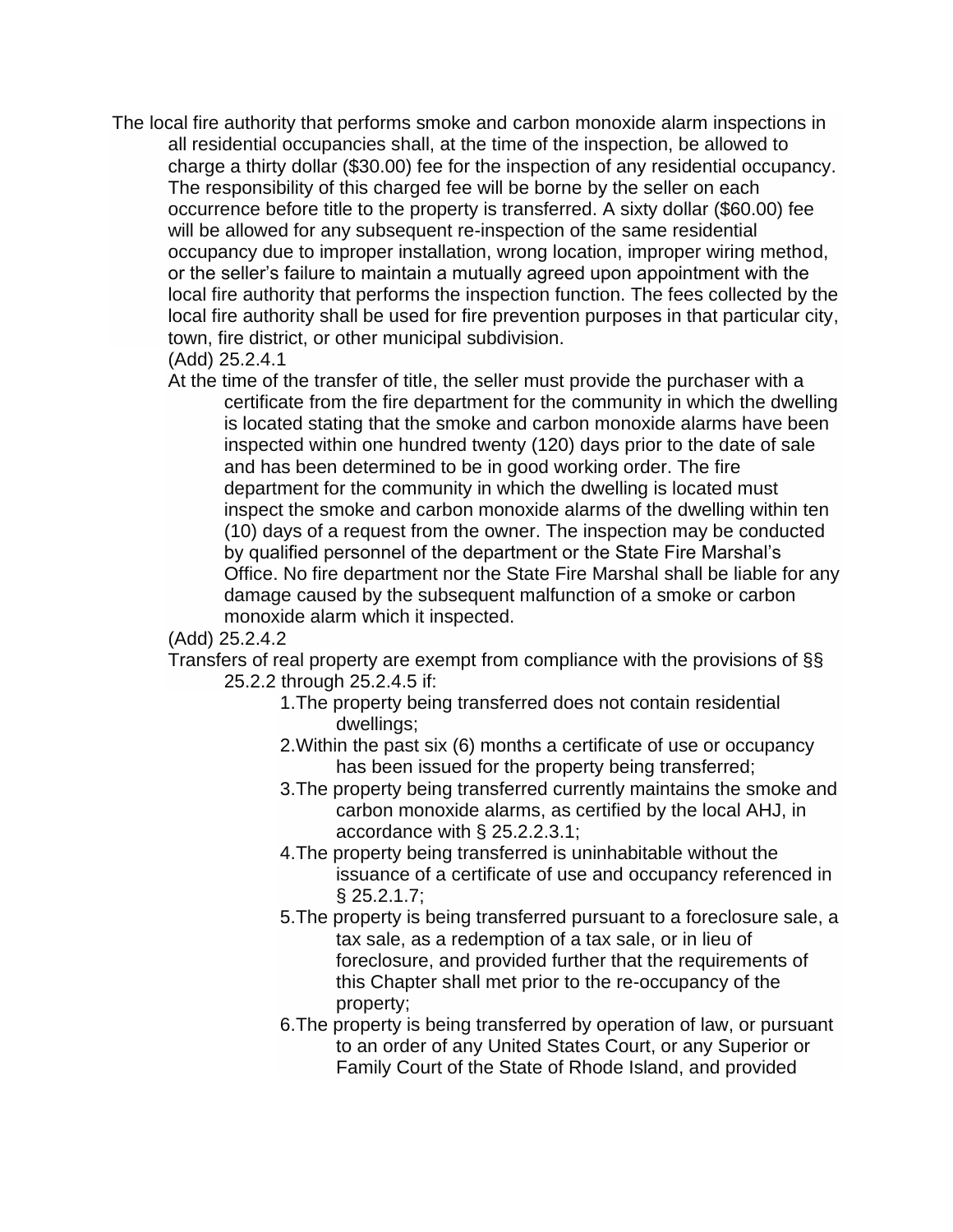The local fire authority that performs smoke and carbon monoxide alarm inspections in all residential occupancies shall, at the time of the inspection, be allowed to charge a thirty dollar ($30.00) fee for the inspection of any residential occupancy. The responsibility of this charged fee will be borne by the seller on each occurrence before title to the property is transferred. A sixty dollar ($60.00) fee will be allowed for any subsequent re-inspection of the same residential occupancy due to improper installation, wrong location, improper wiring method, or the seller's failure to maintain a mutually agreed upon appointment with the local fire authority that performs the inspection function. The fees collected by the local fire authority shall be used for fire prevention purposes in that particular city, town, fire district, or other municipal subdivision.

(Add) 25.2.4.1

At the time of the transfer of title, the seller must provide the purchaser with a certificate from the fire department for the community in which the dwelling is located stating that the smoke and carbon monoxide alarms have been inspected within one hundred twenty (120) days prior to the date of sale and has been determined to be in good working order. The fire department for the community in which the dwelling is located must inspect the smoke and carbon monoxide alarms of the dwelling within ten (10) days of a request from the owner. The inspection may be conducted by qualified personnel of the department or the State Fire Marshal's Office. No fire department nor the State Fire Marshal shall be liable for any damage caused by the subsequent malfunction of a smoke or carbon monoxide alarm which it inspected.

(Add) 25.2.4.2

Transfers of real property are exempt from compliance with the provisions of §§ 25.2.2 through 25.2.4.5 if:

1. The property being transferred does not contain residential dwellings;
2. Within the past six (6) months a certificate of use or occupancy has been issued for the property being transferred;
3. The property being transferred currently maintains the smoke and carbon monoxide alarms, as certified by the local AHJ, in accordance with § 25.2.2.3.1;
4. The property being transferred is uninhabitable without the issuance of a certificate of use and occupancy referenced in § 25.2.1.7;
5. The property is being transferred pursuant to a foreclosure sale, a tax sale, as a redemption of a tax sale, or in lieu of foreclosure, and provided further that the requirements of this Chapter shall met prior to the re-occupancy of the property;
6. The property is being transferred by operation of law, or pursuant to an order of any United States Court, or any Superior or Family Court of the State of Rhode Island, and provided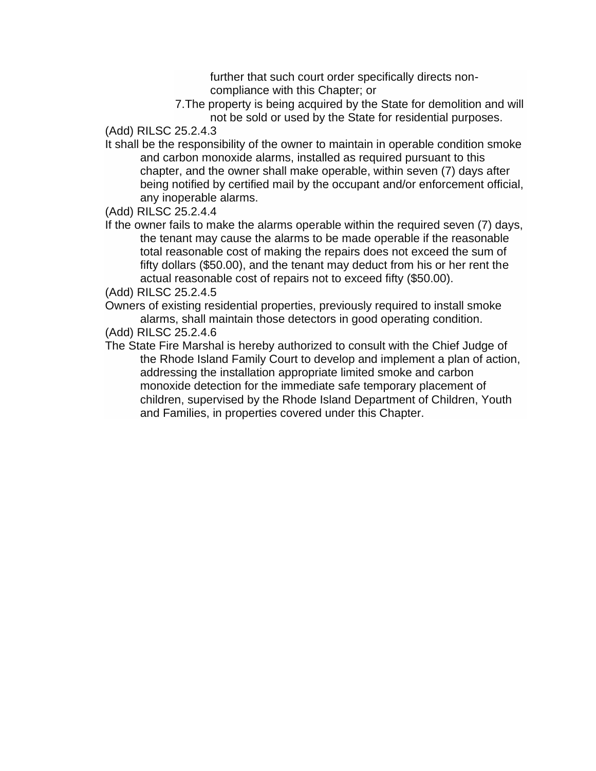further that such court order specifically directs non-compliance with this Chapter; or

7. The property is being acquired by the State for demolition and will not be sold or used by the State for residential purposes.

(Add) RILSC 25.2.4.3

It shall be the responsibility of the owner to maintain in operable condition smoke and carbon monoxide alarms, installed as required pursuant to this chapter, and the owner shall make operable, within seven (7) days after being notified by certified mail by the occupant and/or enforcement official, any inoperable alarms.

(Add) RILSC 25.2.4.4

If the owner fails to make the alarms operable within the required seven (7) days, the tenant may cause the alarms to be made operable if the reasonable total reasonable cost of making the repairs does not exceed the sum of fifty dollars ($50.00), and the tenant may deduct from his or her rent the actual reasonable cost of repairs not to exceed fifty ($50.00).

(Add) RILSC 25.2.4.5

Owners of existing residential properties, previously required to install smoke alarms, shall maintain those detectors in good operating condition.

(Add) RILSC 25.2.4.6

The State Fire Marshal is hereby authorized to consult with the Chief Judge of the Rhode Island Family Court to develop and implement a plan of action, addressing the installation appropriate limited smoke and carbon monoxide detection for the immediate safe temporary placement of children, supervised by the Rhode Island Department of Children, Youth and Families, in properties covered under this Chapter.